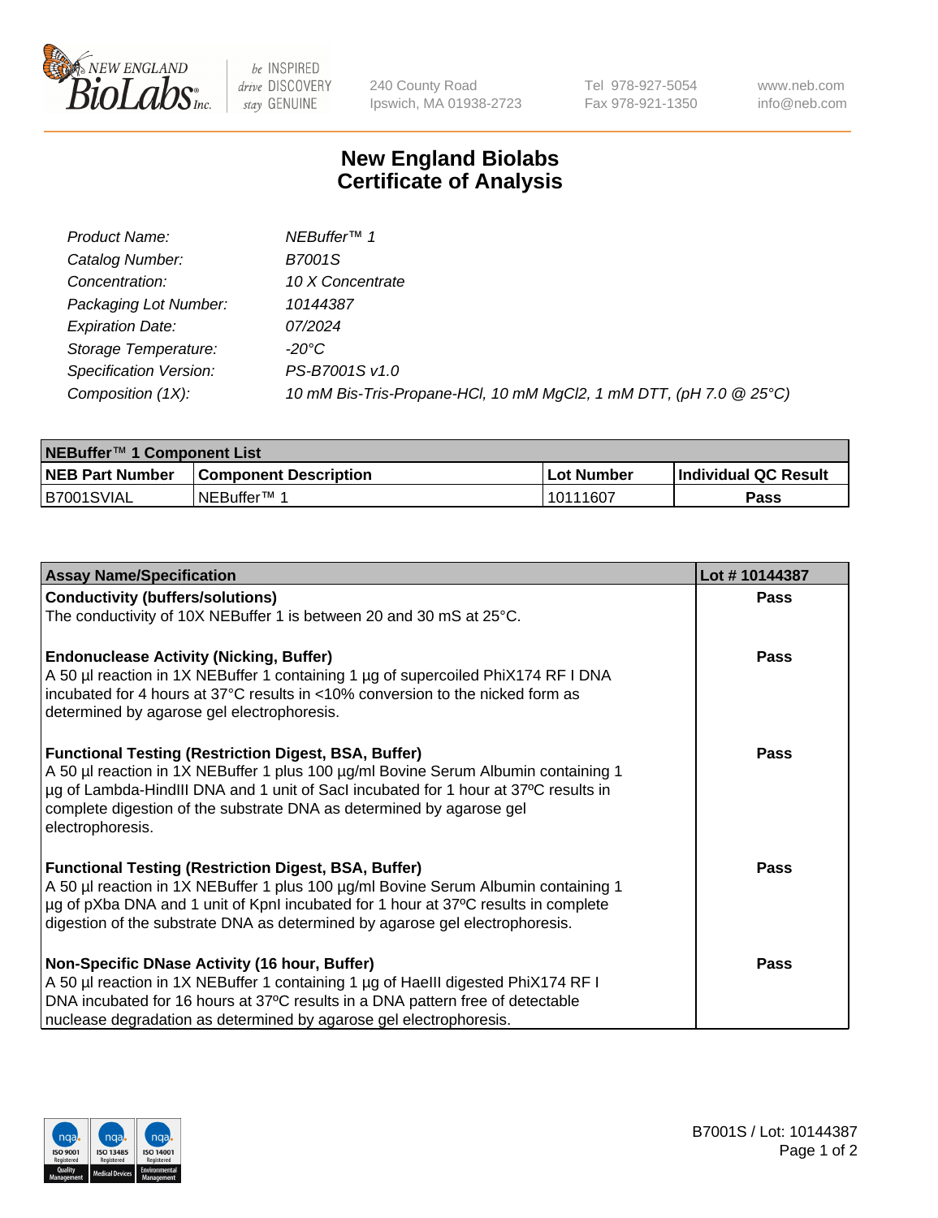# New England Biolabs Certificate of Analysis

| | |
|---|---|
| *Product Name:* | *NEBuffer™ 1* |
| *Catalog Number:* | *B7001S* |
| *Concentration:* | *10 X Concentrate* |
| *Packaging Lot Number:* | *10144387* |
| *Expiration Date:* | *07/2024* |
| *Storage Temperature:* | *-20°C* |
| *Specification Version:* | *PS-B7001S v1.0* |
| *Composition (1X):* | *10 mM Bis-Tris-Propane-HCl, 10 mM MgCl2, 1 mM DTT, (pH 7.0 @ 25°C)* |

| NEBuffer™ 1 Component List | | | |
|---|---|---|---|
| **NEB Part Number** | **Component Description** | **Lot Number** | **Individual QC Result** |
| B7001SVIAL | NEBuffer™ 1 | 10111607 | **Pass** |

| Assay Name/Specification | Lot # 10144387 |
|---|---|
| **Conductivity (buffers/solutions)**<br>The conductivity of 10X NEBuffer 1 is between 20 and 30 mS at 25°C. | **Pass** |
| **Endonuclease Activity (Nicking, Buffer)**<br>A 50 µl reaction in 1X NEBuffer 1 containing 1 µg of supercoiled PhiX174 RF I DNA incubated for 4 hours at 37°C results in <10% conversion to the nicked form as determined by agarose gel electrophoresis. | **Pass** |
| **Functional Testing (Restriction Digest, BSA, Buffer)**<br>A 50 µl reaction in 1X NEBuffer 1 plus 100 µg/ml Bovine Serum Albumin containing 1 µg of Lambda-HindIII DNA and 1 unit of SacI incubated for 1 hour at 37ºC results in complete digestion of the substrate DNA as determined by agarose gel electrophoresis. | **Pass** |
| **Functional Testing (Restriction Digest, BSA, Buffer)**<br>A 50 µl reaction in 1X NEBuffer 1 plus 100 µg/ml Bovine Serum Albumin containing 1 µg of pXba DNA and 1 unit of KpnI incubated for 1 hour at 37ºC results in complete digestion of the substrate DNA as determined by agarose gel electrophoresis. | **Pass** |
| **Non-Specific DNase Activity (16 hour, Buffer)**<br>A 50 µl reaction in 1X NEBuffer 1 containing 1 µg of HaeIII digested PhiX174 RF I DNA incubated for 16 hours at 37ºC results in a DNA pattern free of detectable nuclease degradation as determined by agarose gel electrophoresis. | **Pass** |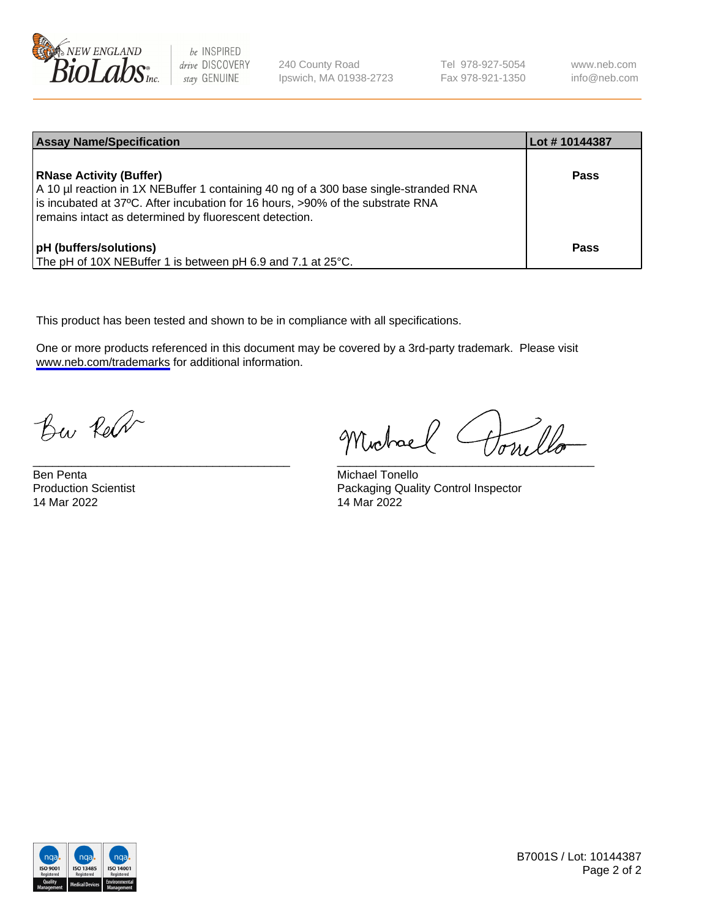| Assay Name/Specification | Lot # 10144387 |
|---|---|
| **RNase Activity (Buffer)**<br>A 10 µl reaction in 1X NEBuffer 1 containing 40 ng of a 300 base single-stranded RNA is incubated at 37ºC. After incubation for 16 hours, >90% of the substrate RNA remains intact as determined by fluorescent detection. | **Pass** |
| **pH (buffers/solutions)**<br>The pH of 10X NEBuffer 1 is between pH 6.9 and 7.1 at 25°C. | **Pass** |

This product has been tested and shown to be in compliance with all specifications.

One or more products referenced in this document may be covered by a 3rd-party trademark. Please visit www.neb.com/trademarks for additional information.

Ben Penta
Production Scientist
14 Mar 2022

Michael Tonello
Packaging Quality Control Inspector
14 Mar 2022

B7001S / Lot: 10144387